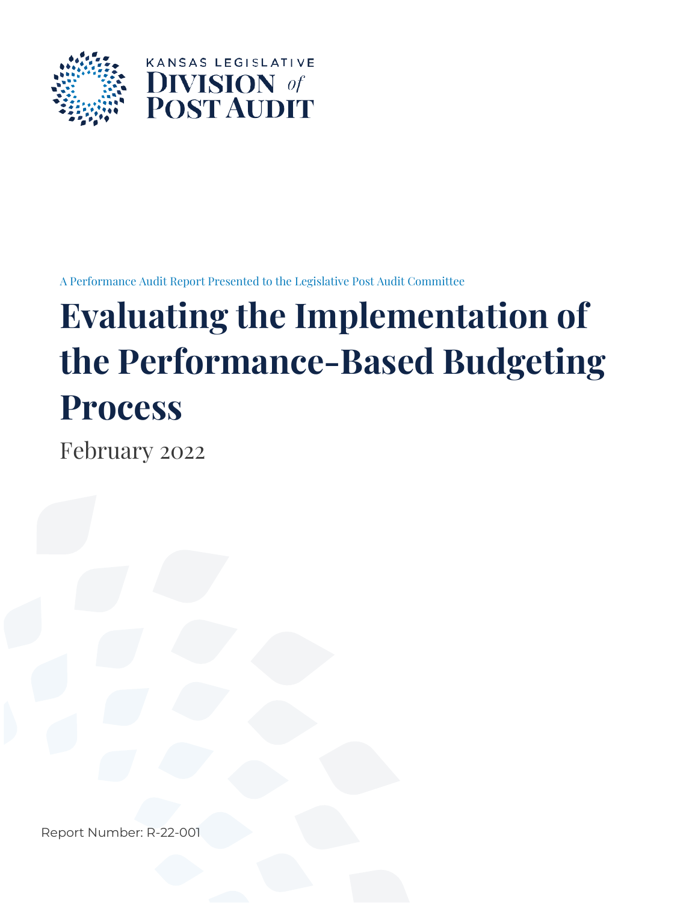KANSAS LEGISLATIVE

DIVISION *of* POST AUDIT

A Performance Audit Report Presented to the Legislative Post Audit Committee

# Evaluating the Implementation of the Performance-Based Budgeting Process

February 2022

Report Number: R-22-001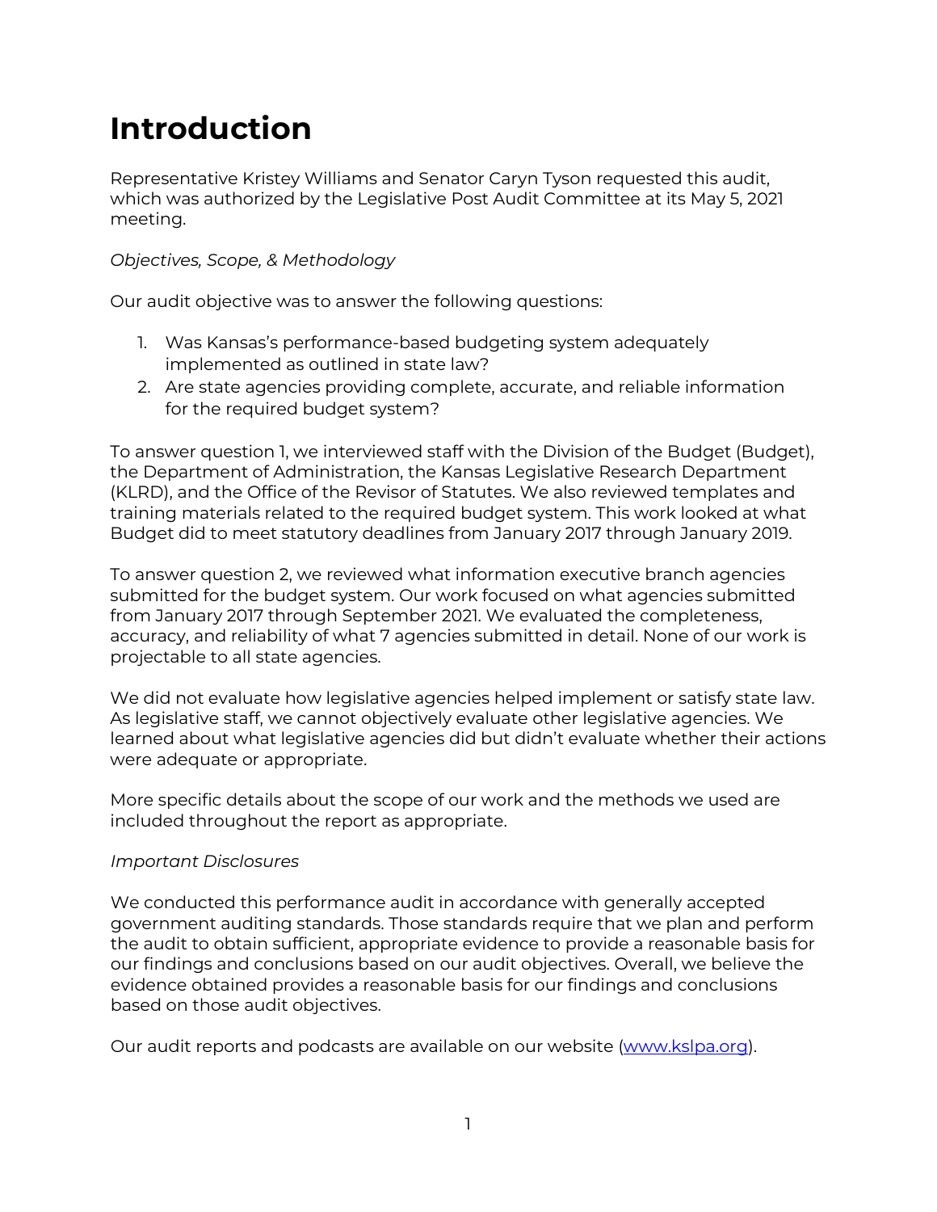# Introduction

Representative Kristey Williams and Senator Caryn Tyson requested this audit, which was authorized by the Legislative Post Audit Committee at its May 5, 2021 meeting.

*Objectives, Scope, & Methodology*

Our audit objective was to answer the following questions:

1. Was Kansas's performance-based budgeting system adequately implemented as outlined in state law?
2. Are state agencies providing complete, accurate, and reliable information for the required budget system?

To answer question 1, we interviewed staff with the Division of the Budget (Budget), the Department of Administration, the Kansas Legislative Research Department (KLRD), and the Office of the Revisor of Statutes. We also reviewed templates and training materials related to the required budget system. This work looked at what Budget did to meet statutory deadlines from January 2017 through January 2019.

To answer question 2, we reviewed what information executive branch agencies submitted for the budget system. Our work focused on what agencies submitted from January 2017 through September 2021. We evaluated the completeness, accuracy, and reliability of what 7 agencies submitted in detail. None of our work is projectable to all state agencies.

We did not evaluate how legislative agencies helped implement or satisfy state law. As legislative staff, we cannot objectively evaluate other legislative agencies. We learned about what legislative agencies did but didn't evaluate whether their actions were adequate or appropriate.

More specific details about the scope of our work and the methods we used are included throughout the report as appropriate.

*Important Disclosures*

We conducted this performance audit in accordance with generally accepted government auditing standards. Those standards require that we plan and perform the audit to obtain sufficient, appropriate evidence to provide a reasonable basis for our findings and conclusions based on our audit objectives. Overall, we believe the evidence obtained provides a reasonable basis for our findings and conclusions based on those audit objectives.

Our audit reports and podcasts are available on our website ([www.kslpa.org](http://www.kslpa.org)).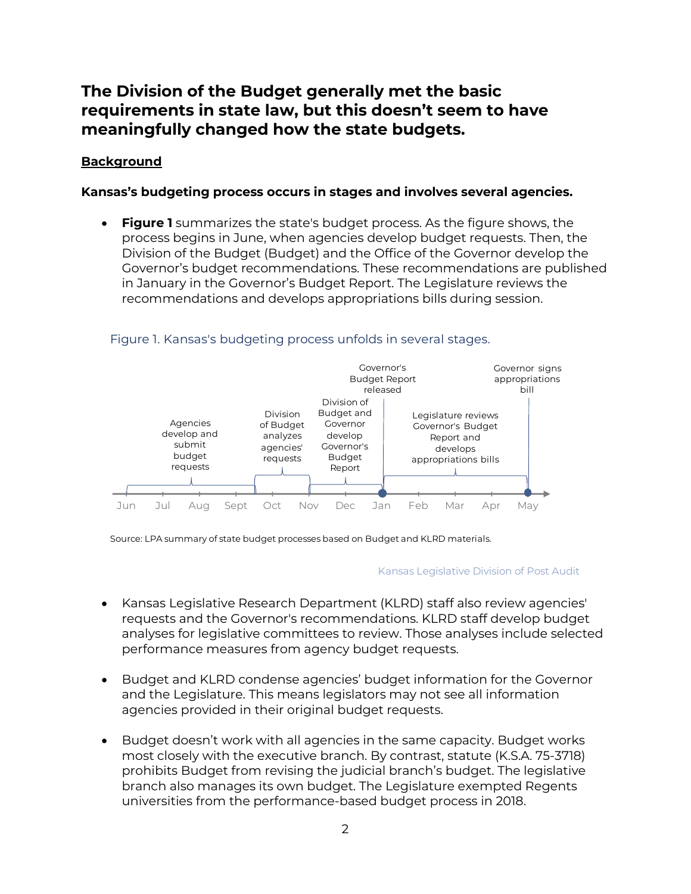## The Division of the Budget generally met the basic requirements in state law, but this doesn't seem to have meaningfully changed how the state budgets.

**Background**

**Kansas's budgeting process occurs in stages and involves several agencies.**

- **Figure 1** summarizes the state's budget process. As the figure shows, the process begins in June, when agencies develop budget requests. Then, the Division of the Budget (Budget) and the Office of the Governor develop the Governor's budget recommendations. These recommendations are published in January in the Governor's Budget Report. The Legislature reviews the recommendations and develops appropriations bills during session.

Figure 1. Kansas's budgeting process unfolds in several stages.

| Period | Stage |
|---|---|
| Jun – Oct | Agencies develop and submit budget requests |
| Oct – Nov | Division of Budget analyzes agencies' requests |
| Nov – Jan | Division of Budget and Governor develop Governor's Budget Report |
| Jan | Governor's Budget Report released |
| Jan – May | Legislature reviews Governor's Budget Report and develops appropriations bills |
| May | Governor signs appropriations bill |

Source: LPA summary of state budget processes based on Budget and KLRD materials.

Kansas Legislative Division of Post Audit

- Kansas Legislative Research Department (KLRD) staff also review agencies' requests and the Governor's recommendations. KLRD staff develop budget analyses for legislative committees to review. Those analyses include selected performance measures from agency budget requests.

- Budget and KLRD condense agencies' budget information for the Governor and the Legislature. This means legislators may not see all information agencies provided in their original budget requests.

- Budget doesn't work with all agencies in the same capacity. Budget works most closely with the executive branch. By contrast, statute (K.S.A. 75-3718) prohibits Budget from revising the judicial branch's budget. The legislative branch also manages its own budget. The Legislature exempted Regents universities from the performance-based budget process in 2018.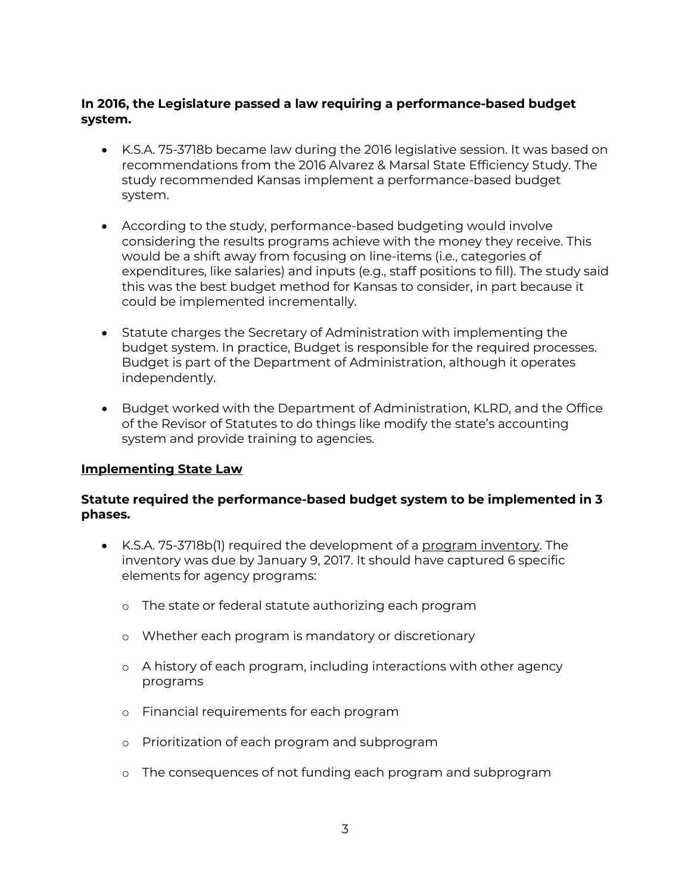**In 2016, the Legislature passed a law requiring a performance-based budget system.**

- K.S.A. 75-3718b became law during the 2016 legislative session. It was based on recommendations from the 2016 Alvarez & Marsal State Efficiency Study. The study recommended Kansas implement a performance-based budget system.

- According to the study, performance-based budgeting would involve considering the results programs achieve with the money they receive. This would be a shift away from focusing on line-items (i.e., categories of expenditures, like salaries) and inputs (e.g., staff positions to fill). The study said this was the best budget method for Kansas to consider, in part because it could be implemented incrementally.

- Statute charges the Secretary of Administration with implementing the budget system. In practice, Budget is responsible for the required processes. Budget is part of the Department of Administration, although it operates independently.

- Budget worked with the Department of Administration, KLRD, and the Office of the Revisor of Statutes to do things like modify the state's accounting system and provide training to agencies.

## Implementing State Law

**Statute required the performance-based budget system to be implemented in 3 phases.**

- K.S.A. 75-3718b(1) required the development of a program inventory. The inventory was due by January 9, 2017. It should have captured 6 specific elements for agency programs:
  - The state or federal statute authorizing each program
  - Whether each program is mandatory or discretionary
  - A history of each program, including interactions with other agency programs
  - Financial requirements for each program
  - Prioritization of each program and subprogram
  - The consequences of not funding each program and subprogram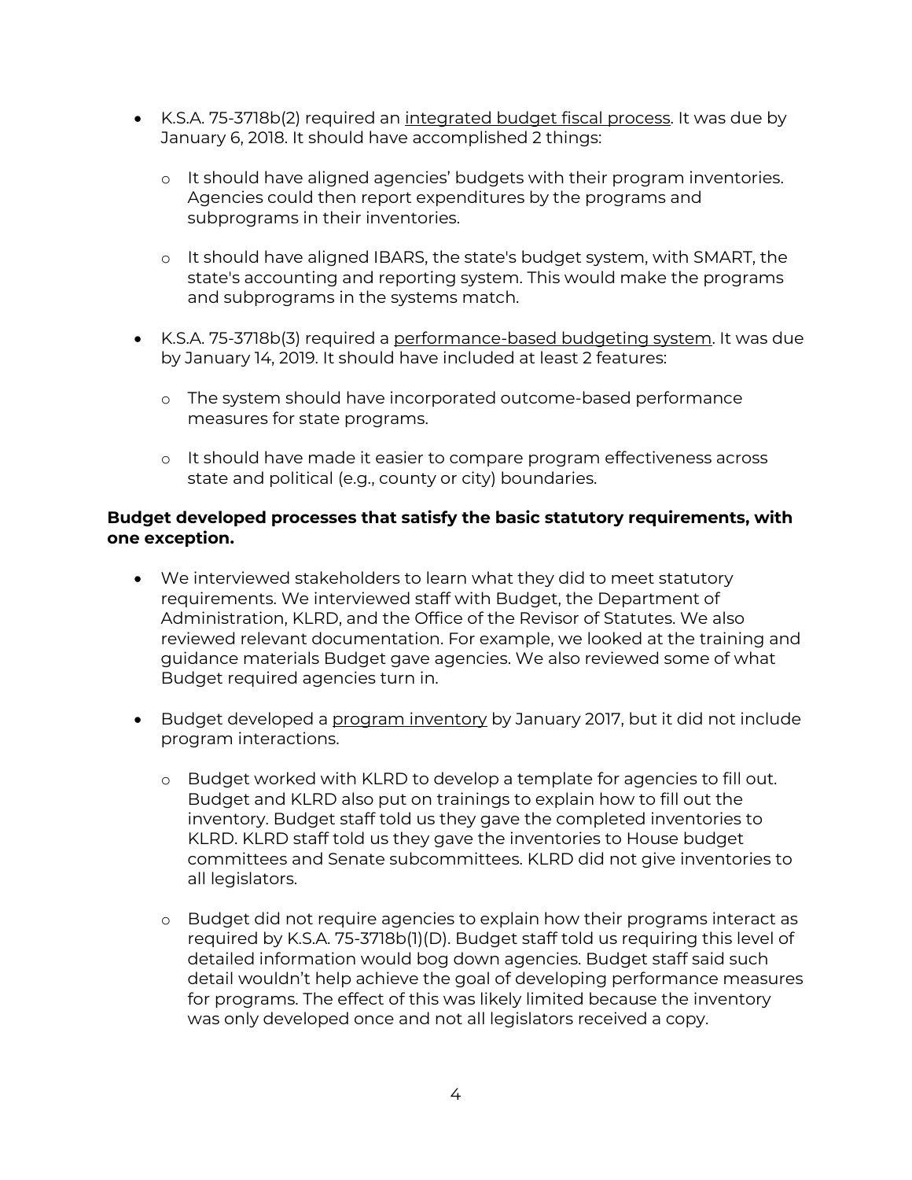- K.S.A. 75-3718b(2) required an integrated budget fiscal process. It was due by January 6, 2018. It should have accomplished 2 things:
  - It should have aligned agencies' budgets with their program inventories. Agencies could then report expenditures by the programs and subprograms in their inventories.
  - It should have aligned IBARS, the state's budget system, with SMART, the state's accounting and reporting system. This would make the programs and subprograms in the systems match.
- K.S.A. 75-3718b(3) required a performance-based budgeting system. It was due by January 14, 2019. It should have included at least 2 features:
  - The system should have incorporated outcome-based performance measures for state programs.
  - It should have made it easier to compare program effectiveness across state and political (e.g., county or city) boundaries.

**Budget developed processes that satisfy the basic statutory requirements, with one exception.**

- We interviewed stakeholders to learn what they did to meet statutory requirements. We interviewed staff with Budget, the Department of Administration, KLRD, and the Office of the Revisor of Statutes. We also reviewed relevant documentation. For example, we looked at the training and guidance materials Budget gave agencies. We also reviewed some of what Budget required agencies turn in.
- Budget developed a program inventory by January 2017, but it did not include program interactions.
  - Budget worked with KLRD to develop a template for agencies to fill out. Budget and KLRD also put on trainings to explain how to fill out the inventory. Budget staff told us they gave the completed inventories to KLRD. KLRD staff told us they gave the inventories to House budget committees and Senate subcommittees. KLRD did not give inventories to all legislators.
  - Budget did not require agencies to explain how their programs interact as required by K.S.A. 75-3718b(1)(D). Budget staff told us requiring this level of detailed information would bog down agencies. Budget staff said such detail wouldn't help achieve the goal of developing performance measures for programs. The effect of this was likely limited because the inventory was only developed once and not all legislators received a copy.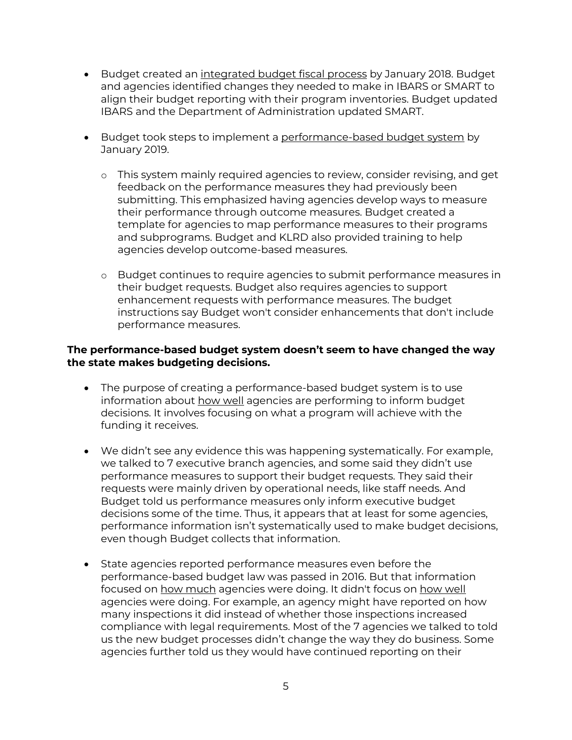- Budget created an integrated budget fiscal process by January 2018. Budget and agencies identified changes they needed to make in IBARS or SMART to align their budget reporting with their program inventories. Budget updated IBARS and the Department of Administration updated SMART.

- Budget took steps to implement a performance-based budget system by January 2019.

  - This system mainly required agencies to review, consider revising, and get feedback on the performance measures they had previously been submitting. This emphasized having agencies develop ways to measure their performance through outcome measures. Budget created a template for agencies to map performance measures to their programs and subprograms. Budget and KLRD also provided training to help agencies develop outcome-based measures.

  - Budget continues to require agencies to submit performance measures in their budget requests. Budget also requires agencies to support enhancement requests with performance measures. The budget instructions say Budget won't consider enhancements that don't include performance measures.

**The performance-based budget system doesn't seem to have changed the way the state makes budgeting decisions.**

- The purpose of creating a performance-based budget system is to use information about how well agencies are performing to inform budget decisions. It involves focusing on what a program will achieve with the funding it receives.

- We didn't see any evidence this was happening systematically. For example, we talked to 7 executive branch agencies, and some said they didn't use performance measures to support their budget requests. They said their requests were mainly driven by operational needs, like staff needs. And Budget told us performance measures only inform executive budget decisions some of the time. Thus, it appears that at least for some agencies, performance information isn't systematically used to make budget decisions, even though Budget collects that information.

- State agencies reported performance measures even before the performance-based budget law was passed in 2016. But that information focused on how much agencies were doing. It didn't focus on how well agencies were doing. For example, an agency might have reported on how many inspections it did instead of whether those inspections increased compliance with legal requirements. Most of the 7 agencies we talked to told us the new budget processes didn't change the way they do business. Some agencies further told us they would have continued reporting on their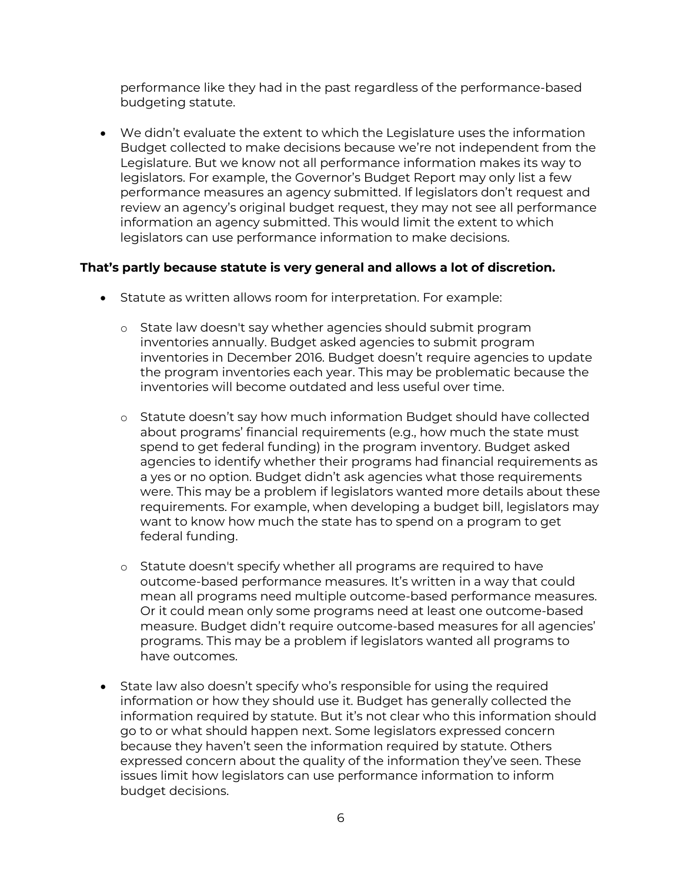performance like they had in the past regardless of the performance-based budgeting statute.

- We didn't evaluate the extent to which the Legislature uses the information Budget collected to make decisions because we're not independent from the Legislature. But we know not all performance information makes its way to legislators. For example, the Governor's Budget Report may only list a few performance measures an agency submitted. If legislators don't request and review an agency's original budget request, they may not see all performance information an agency submitted. This would limit the extent to which legislators can use performance information to make decisions.

**That's partly because statute is very general and allows a lot of discretion.**

- Statute as written allows room for interpretation. For example:
  - State law doesn't say whether agencies should submit program inventories annually. Budget asked agencies to submit program inventories in December 2016. Budget doesn't require agencies to update the program inventories each year. This may be problematic because the inventories will become outdated and less useful over time.
  - Statute doesn't say how much information Budget should have collected about programs' financial requirements (e.g., how much the state must spend to get federal funding) in the program inventory. Budget asked agencies to identify whether their programs had financial requirements as a yes or no option. Budget didn't ask agencies what those requirements were. This may be a problem if legislators wanted more details about these requirements. For example, when developing a budget bill, legislators may want to know how much the state has to spend on a program to get federal funding.
  - Statute doesn't specify whether all programs are required to have outcome-based performance measures. It's written in a way that could mean all programs need multiple outcome-based performance measures. Or it could mean only some programs need at least one outcome-based measure. Budget didn't require outcome-based measures for all agencies' programs. This may be a problem if legislators wanted all programs to have outcomes.
- State law also doesn't specify who's responsible for using the required information or how they should use it. Budget has generally collected the information required by statute. But it's not clear who this information should go to or what should happen next. Some legislators expressed concern because they haven't seen the information required by statute. Others expressed concern about the quality of the information they've seen. These issues limit how legislators can use performance information to inform budget decisions.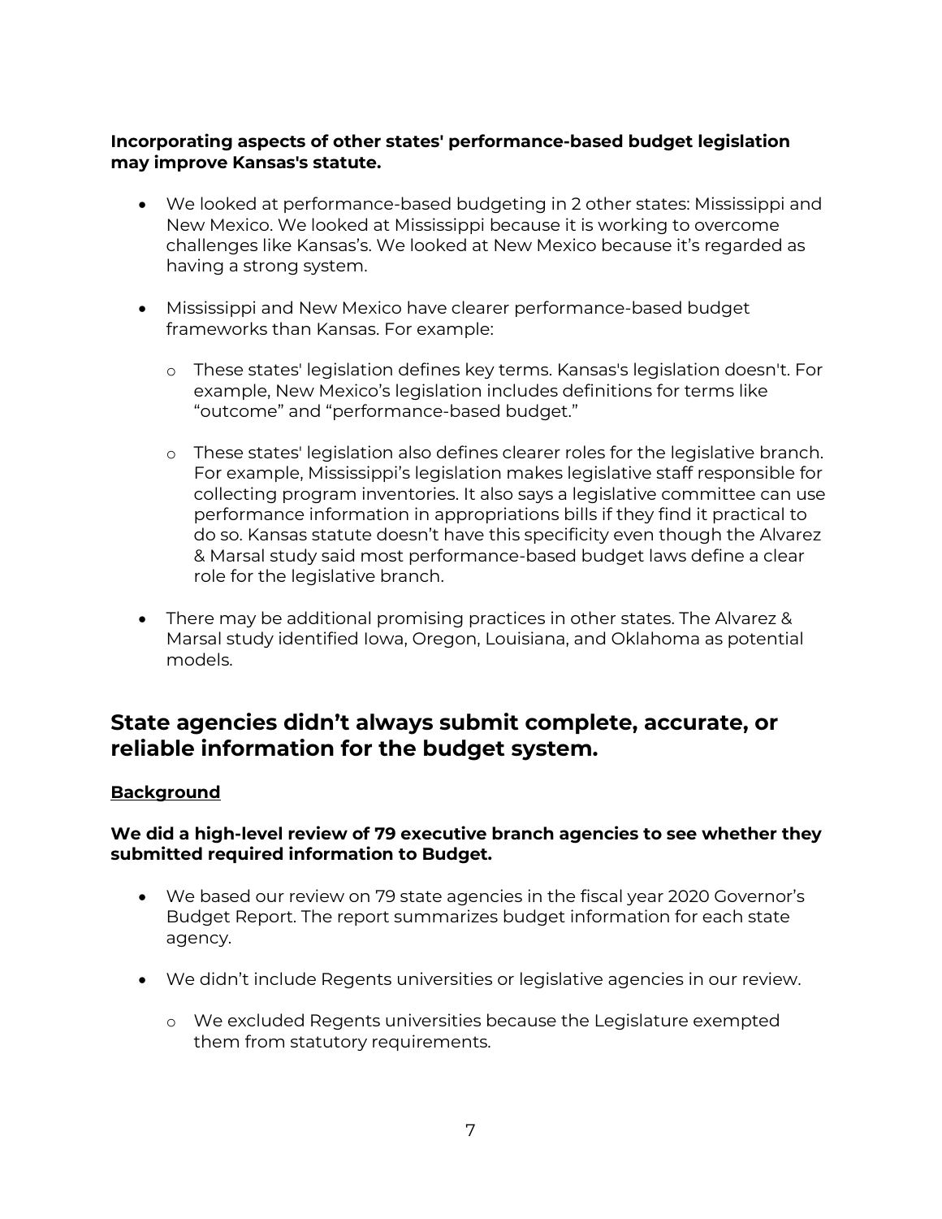**Incorporating aspects of other states' performance-based budget legislation may improve Kansas's statute.**

- We looked at performance-based budgeting in 2 other states: Mississippi and New Mexico. We looked at Mississippi because it is working to overcome challenges like Kansas's. We looked at New Mexico because it's regarded as having a strong system.
- Mississippi and New Mexico have clearer performance-based budget frameworks than Kansas. For example:
    - These states' legislation defines key terms. Kansas's legislation doesn't. For example, New Mexico's legislation includes definitions for terms like "outcome" and "performance-based budget."
    - These states' legislation also defines clearer roles for the legislative branch. For example, Mississippi's legislation makes legislative staff responsible for collecting program inventories. It also says a legislative committee can use performance information in appropriations bills if they find it practical to do so. Kansas statute doesn't have this specificity even though the Alvarez & Marsal study said most performance-based budget laws define a clear role for the legislative branch.
- There may be additional promising practices in other states. The Alvarez & Marsal study identified Iowa, Oregon, Louisiana, and Oklahoma as potential models.

## State agencies didn't always submit complete, accurate, or reliable information for the budget system.

**<u>Background</u>**

**We did a high-level review of 79 executive branch agencies to see whether they submitted required information to Budget.**

- We based our review on 79 state agencies in the fiscal year 2020 Governor's Budget Report. The report summarizes budget information for each state agency.
- We didn't include Regents universities or legislative agencies in our review.
    - We excluded Regents universities because the Legislature exempted them from statutory requirements.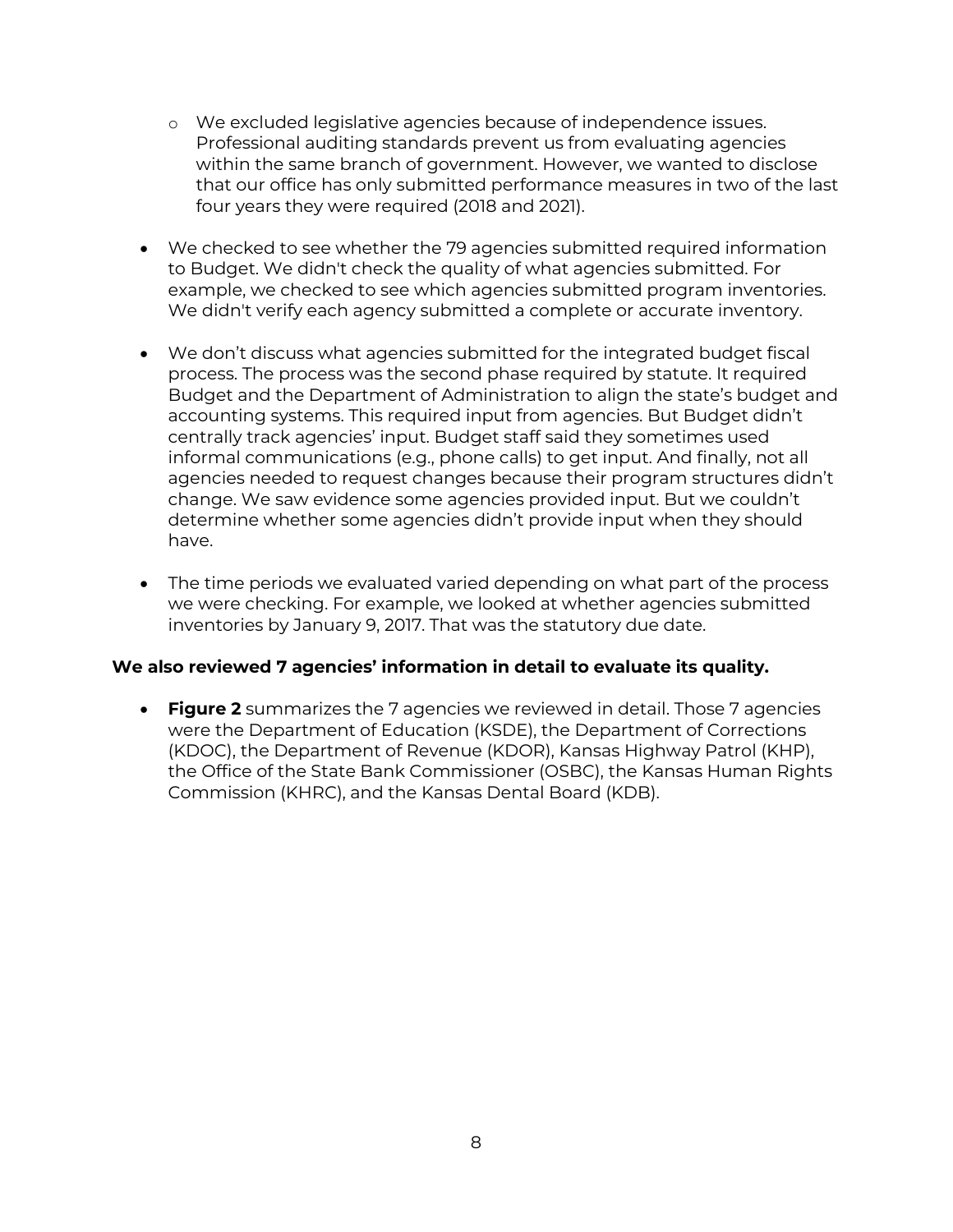- We excluded legislative agencies because of independence issues. Professional auditing standards prevent us from evaluating agencies within the same branch of government. However, we wanted to disclose that our office has only submitted performance measures in two of the last four years they were required (2018 and 2021).

- We checked to see whether the 79 agencies submitted required information to Budget. We didn't check the quality of what agencies submitted. For example, we checked to see which agencies submitted program inventories. We didn't verify each agency submitted a complete or accurate inventory.

- We don't discuss what agencies submitted for the integrated budget fiscal process. The process was the second phase required by statute. It required Budget and the Department of Administration to align the state's budget and accounting systems. This required input from agencies. But Budget didn't centrally track agencies' input. Budget staff said they sometimes used informal communications (e.g., phone calls) to get input. And finally, not all agencies needed to request changes because their program structures didn't change. We saw evidence some agencies provided input. But we couldn't determine whether some agencies didn't provide input when they should have.

- The time periods we evaluated varied depending on what part of the process we were checking. For example, we looked at whether agencies submitted inventories by January 9, 2017. That was the statutory due date.

**We also reviewed 7 agencies' information in detail to evaluate its quality.**

- **Figure 2** summarizes the 7 agencies we reviewed in detail. Those 7 agencies were the Department of Education (KSDE), the Department of Corrections (KDOC), the Department of Revenue (KDOR), Kansas Highway Patrol (KHP), the Office of the State Bank Commissioner (OSBC), the Kansas Human Rights Commission (KHRC), and the Kansas Dental Board (KDB).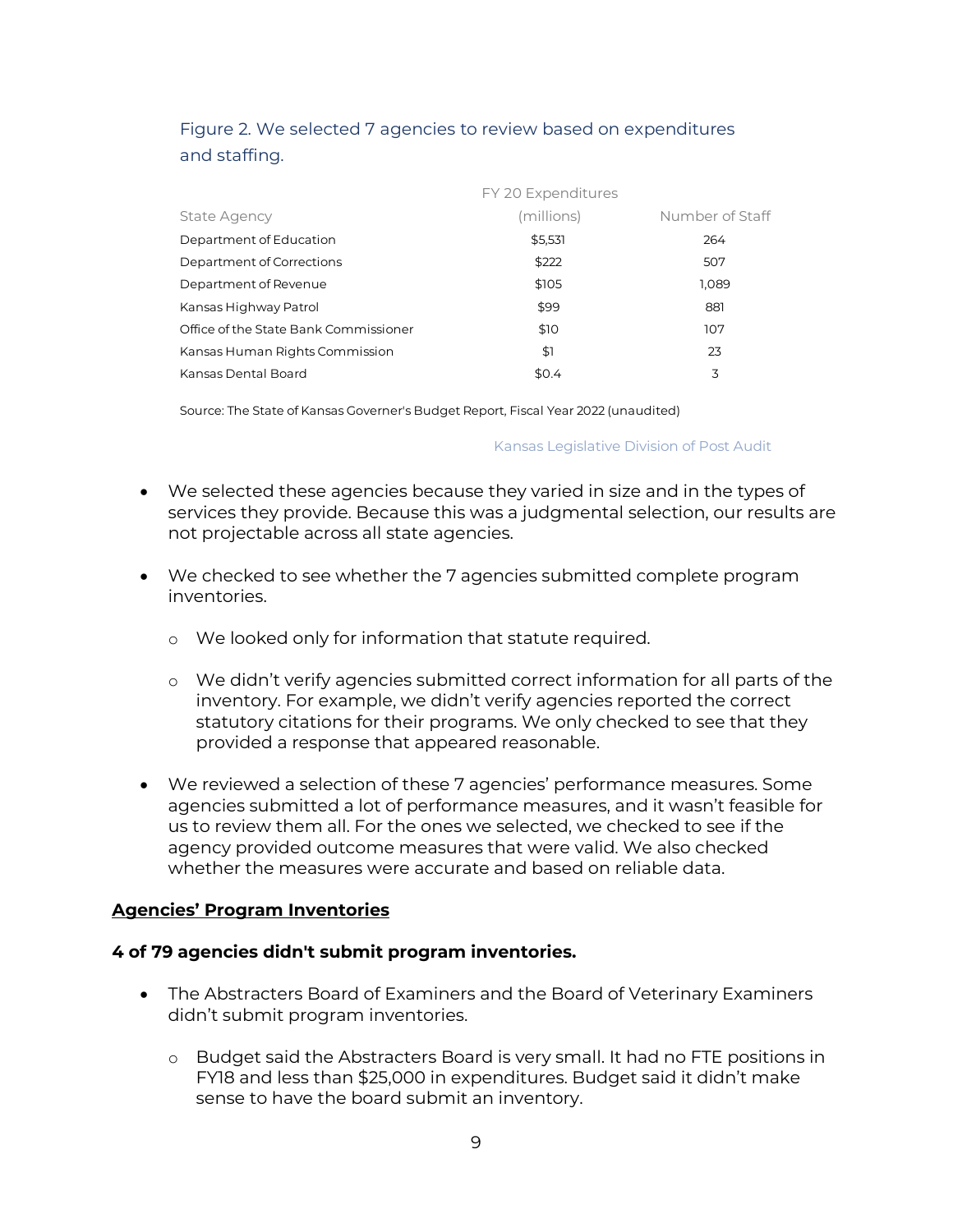Figure 2. We selected 7 agencies to review based on expenditures and staffing.

| State Agency | FY 20 Expenditures (millions) | Number of Staff |
|---|---|---|
| Department of Education | $5,531 | 264 |
| Department of Corrections | $222 | 507 |
| Department of Revenue | $105 | 1,089 |
| Kansas Highway Patrol | $99 | 881 |
| Office of the State Bank Commissioner | $10 | 107 |
| Kansas Human Rights Commission | $1 | 23 |
| Kansas Dental Board | $0.4 | 3 |

Source: The State of Kansas Governer's Budget Report, Fiscal Year 2022 (unaudited)

Kansas Legislative Division of Post Audit

- We selected these agencies because they varied in size and in the types of services they provide. Because this was a judgmental selection, our results are not projectable across all state agencies.
- We checked to see whether the 7 agencies submitted complete program inventories.
  - We looked only for information that statute required.
  - We didn't verify agencies submitted correct information for all parts of the inventory. For example, we didn't verify agencies reported the correct statutory citations for their programs. We only checked to see that they provided a response that appeared reasonable.
- We reviewed a selection of these 7 agencies' performance measures. Some agencies submitted a lot of performance measures, and it wasn't feasible for us to review them all. For the ones we selected, we checked to see if the agency provided outcome measures that were valid. We also checked whether the measures were accurate and based on reliable data.

## Agencies' Program Inventories

### 4 of 79 agencies didn't submit program inventories.

- The Abstracters Board of Examiners and the Board of Veterinary Examiners didn't submit program inventories.
  - Budget said the Abstracters Board is very small. It had no FTE positions in FY18 and less than $25,000 in expenditures. Budget said it didn't make sense to have the board submit an inventory.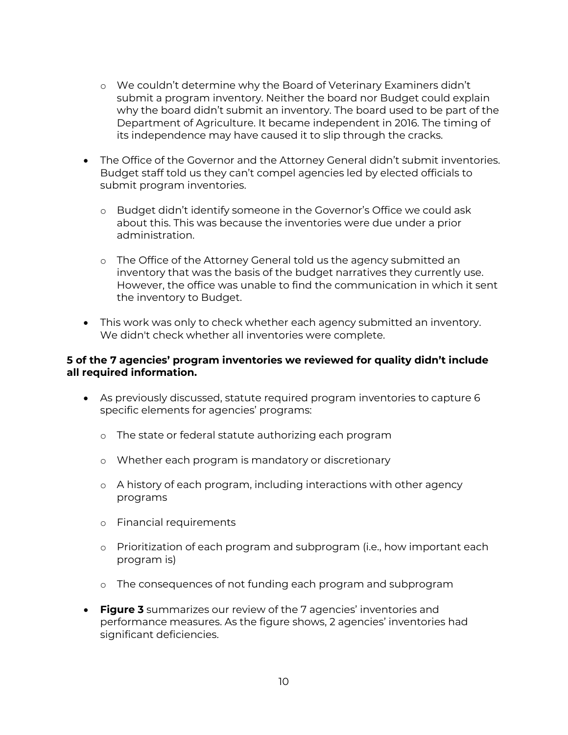- We couldn't determine why the Board of Veterinary Examiners didn't submit a program inventory. Neither the board nor Budget could explain why the board didn't submit an inventory. The board used to be part of the Department of Agriculture. It became independent in 2016. The timing of its independence may have caused it to slip through the cracks.

- The Office of the Governor and the Attorney General didn't submit inventories. Budget staff told us they can't compel agencies led by elected officials to submit program inventories.

  - Budget didn't identify someone in the Governor's Office we could ask about this. This was because the inventories were due under a prior administration.

  - The Office of the Attorney General told us the agency submitted an inventory that was the basis of the budget narratives they currently use. However, the office was unable to find the communication in which it sent the inventory to Budget.

- This work was only to check whether each agency submitted an inventory. We didn't check whether all inventories were complete.

**5 of the 7 agencies' program inventories we reviewed for quality didn't include all required information.**

- As previously discussed, statute required program inventories to capture 6 specific elements for agencies' programs:

  - The state or federal statute authorizing each program

  - Whether each program is mandatory or discretionary

  - A history of each program, including interactions with other agency programs

  - Financial requirements

  - Prioritization of each program and subprogram (i.e., how important each program is)

  - The consequences of not funding each program and subprogram

- **Figure 3** summarizes our review of the 7 agencies' inventories and performance measures. As the figure shows, 2 agencies' inventories had significant deficiencies.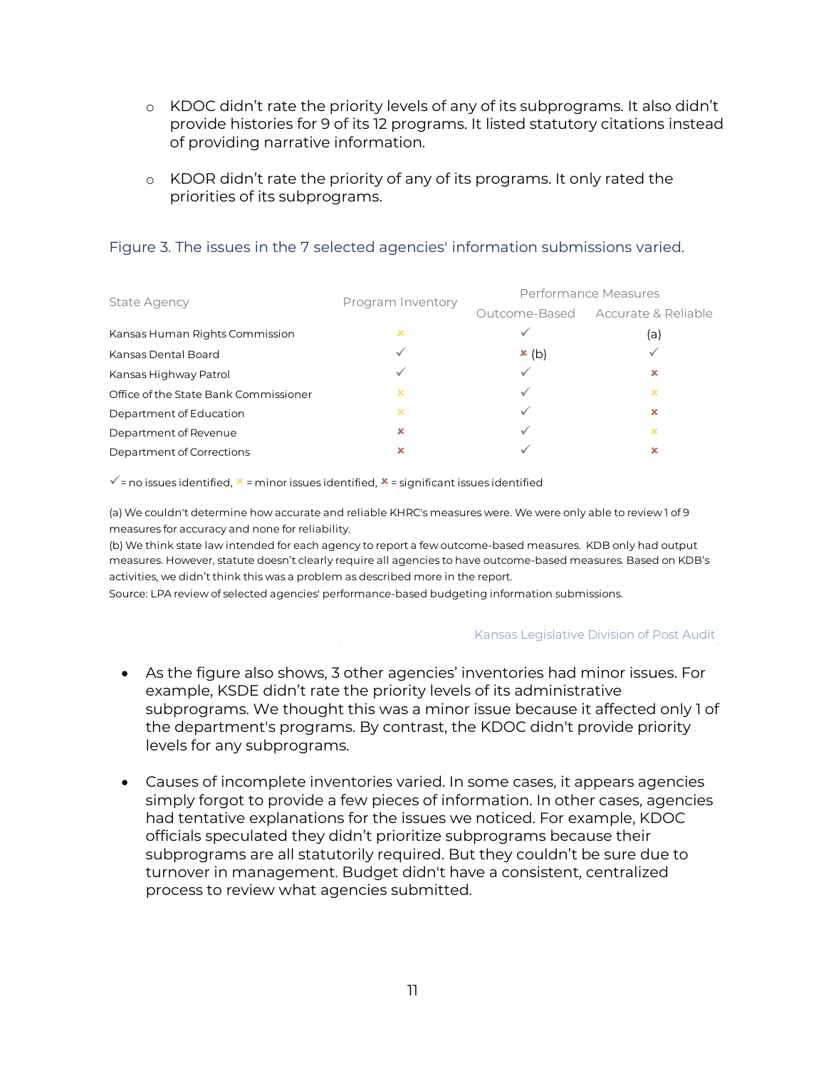- KDOC didn't rate the priority levels of any of its subprograms. It also didn't provide histories for 9 of its 12 programs. It listed statutory citations instead of providing narrative information.

- KDOR didn't rate the priority of any of its programs. It only rated the priorities of its subprograms.

Figure 3. The issues in the 7 selected agencies' information submissions varied.

| State Agency | Program Inventory | Performance Measures | |
|---|---|---|---|
| | | Outcome-Based | Accurate & Reliable |
| Kansas Human Rights Commission | × | ✓ | (a) |
| Kansas Dental Board | ✓ | × (b) | ✓ |
| Kansas Highway Patrol | ✓ | ✓ | × |
| Office of the State Bank Commissioner | × | ✓ | × |
| Department of Education | × | ✓ | × |
| Department of Revenue | × | ✓ | × |
| Department of Corrections | × | ✓ | × |

✓ = no issues identified, × = minor issues identified, × = significant issues identified

(a) We couldn't determine how accurate and reliable KHRC's measures were. We were only able to review 1 of 9 measures for accuracy and none for reliability.
(b) We think state law intended for each agency to report a few outcome-based measures. KDB only had output measures. However, statute doesn't clearly require all agencies to have outcome-based measures. Based on KDB's activities, we didn't think this was a problem as described more in the report.
Source: LPA review of selected agencies' performance-based budgeting information submissions.

Kansas Legislative Division of Post Audit

- As the figure also shows, 3 other agencies' inventories had minor issues. For example, KSDE didn't rate the priority levels of its administrative subprograms. We thought this was a minor issue because it affected only 1 of the department's programs. By contrast, the KDOC didn't provide priority levels for any subprograms.

- Causes of incomplete inventories varied. In some cases, it appears agencies simply forgot to provide a few pieces of information. In other cases, agencies had tentative explanations for the issues we noticed. For example, KDOC officials speculated they didn't prioritize subprograms because their subprograms are all statutorily required. But they couldn't be sure due to turnover in management. Budget didn't have a consistent, centralized process to review what agencies submitted.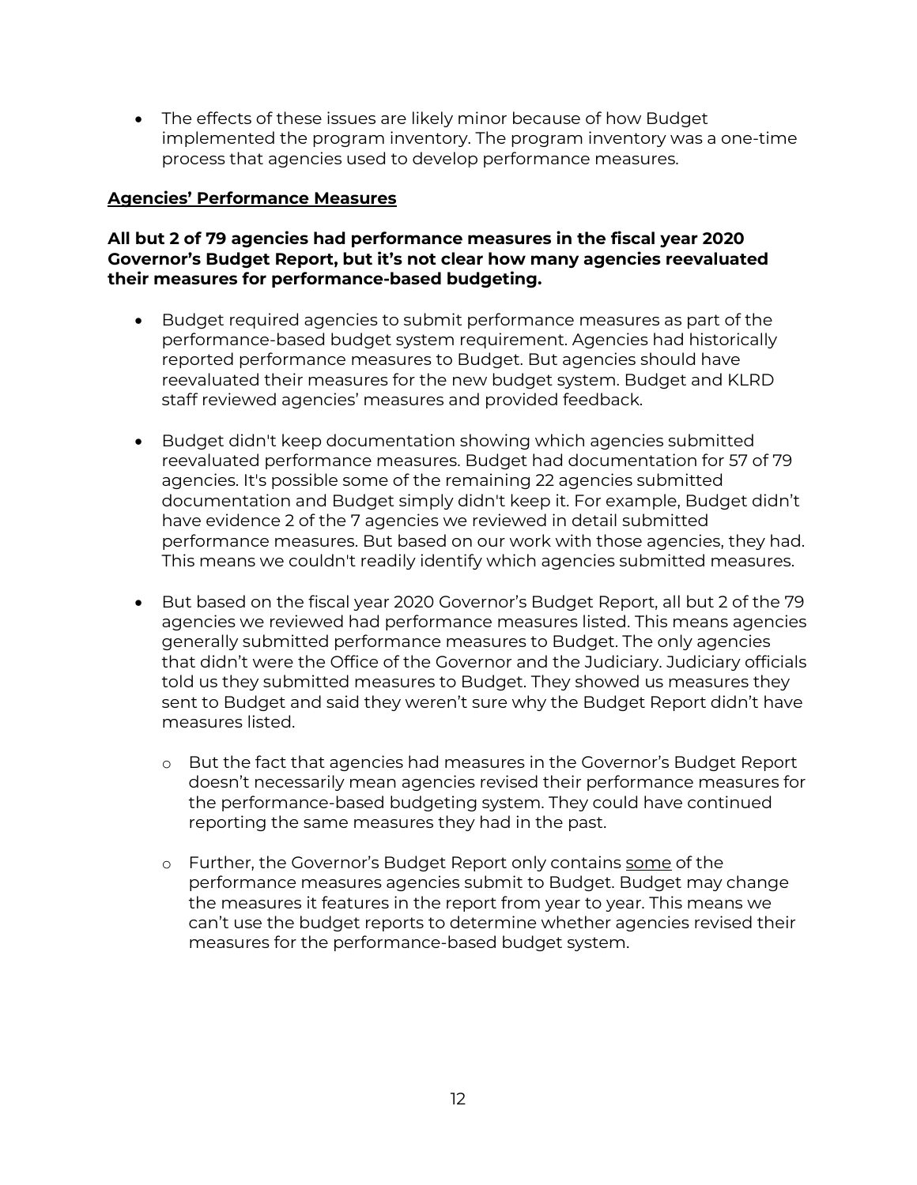- The effects of these issues are likely minor because of how Budget implemented the program inventory. The program inventory was a one-time process that agencies used to develop performance measures.

## Agencies' Performance Measures

**All but 2 of 79 agencies had performance measures in the fiscal year 2020 Governor's Budget Report, but it's not clear how many agencies reevaluated their measures for performance-based budgeting.**

- Budget required agencies to submit performance measures as part of the performance-based budget system requirement. Agencies had historically reported performance measures to Budget. But agencies should have reevaluated their measures for the new budget system. Budget and KLRD staff reviewed agencies' measures and provided feedback.

- Budget didn't keep documentation showing which agencies submitted reevaluated performance measures. Budget had documentation for 57 of 79 agencies. It's possible some of the remaining 22 agencies submitted documentation and Budget simply didn't keep it. For example, Budget didn't have evidence 2 of the 7 agencies we reviewed in detail submitted performance measures. But based on our work with those agencies, they had. This means we couldn't readily identify which agencies submitted measures.

- But based on the fiscal year 2020 Governor's Budget Report, all but 2 of the 79 agencies we reviewed had performance measures listed. This means agencies generally submitted performance measures to Budget. The only agencies that didn't were the Office of the Governor and the Judiciary. Judiciary officials told us they submitted measures to Budget. They showed us measures they sent to Budget and said they weren't sure why the Budget Report didn't have measures listed.

  - But the fact that agencies had measures in the Governor's Budget Report doesn't necessarily mean agencies revised their performance measures for the performance-based budgeting system. They could have continued reporting the same measures they had in the past.

  - Further, the Governor's Budget Report only contains <u>some</u> of the performance measures agencies submit to Budget. Budget may change the measures it features in the report from year to year. This means we can't use the budget reports to determine whether agencies revised their measures for the performance-based budget system.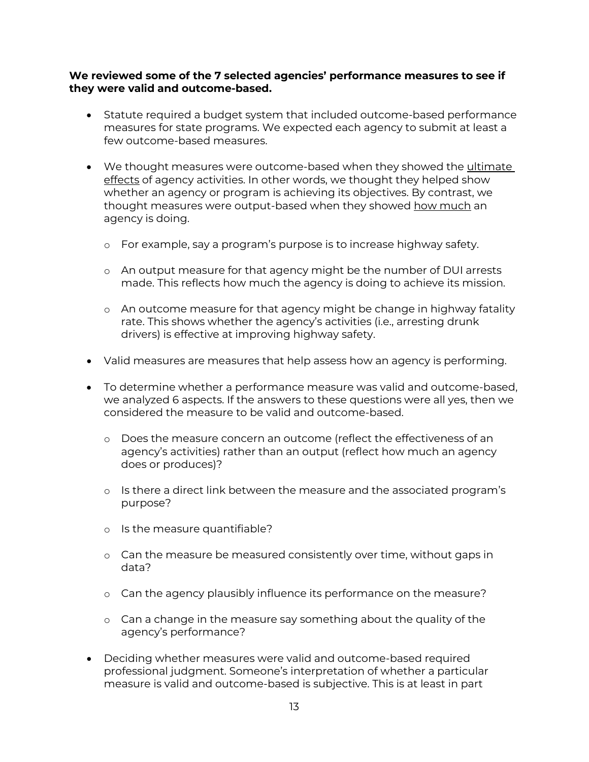**We reviewed some of the 7 selected agencies' performance measures to see if they were valid and outcome-based.**

- Statute required a budget system that included outcome-based performance measures for state programs. We expected each agency to submit at least a few outcome-based measures.

- We thought measures were outcome-based when they showed the <u>ultimate effects</u> of agency activities. In other words, we thought they helped show whether an agency or program is achieving its objectives. By contrast, we thought measures were output-based when they showed <u>how much</u> an agency is doing.

    - For example, say a program's purpose is to increase highway safety.

    - An output measure for that agency might be the number of DUI arrests made. This reflects how much the agency is doing to achieve its mission.

    - An outcome measure for that agency might be change in highway fatality rate. This shows whether the agency's activities (i.e., arresting drunk drivers) is effective at improving highway safety.

- Valid measures are measures that help assess how an agency is performing.

- To determine whether a performance measure was valid and outcome-based, we analyzed 6 aspects. If the answers to these questions were all yes, then we considered the measure to be valid and outcome-based.

    - Does the measure concern an outcome (reflect the effectiveness of an agency's activities) rather than an output (reflect how much an agency does or produces)?

    - Is there a direct link between the measure and the associated program's purpose?

    - Is the measure quantifiable?

    - Can the measure be measured consistently over time, without gaps in data?

    - Can the agency plausibly influence its performance on the measure?

    - Can a change in the measure say something about the quality of the agency's performance?

- Deciding whether measures were valid and outcome-based required professional judgment. Someone's interpretation of whether a particular measure is valid and outcome-based is subjective. This is at least in part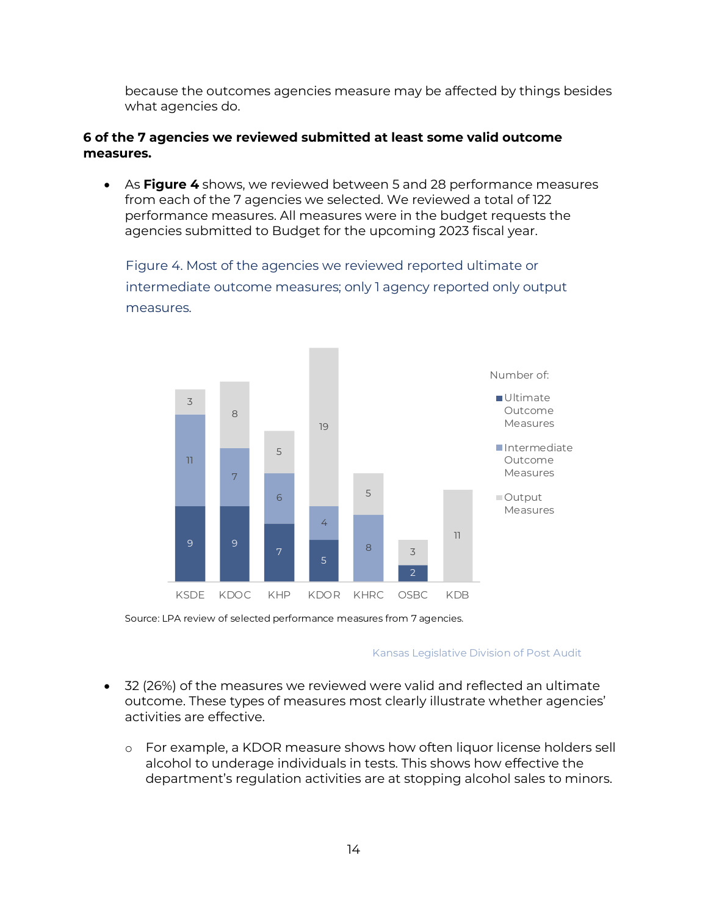because the outcomes agencies measure may be affected by things besides what agencies do.

**6 of the 7 agencies we reviewed submitted at least some valid outcome measures.**

- As **Figure 4** shows, we reviewed between 5 and 28 performance measures from each of the 7 agencies we selected. We reviewed a total of 122 performance measures. All measures were in the budget requests the agencies submitted to Budget for the upcoming 2023 fiscal year.

Figure 4. Most of the agencies we reviewed reported ultimate or intermediate outcome measures; only 1 agency reported only output measures.

| Agency | Ultimate Outcome Measures | Intermediate Outcome Measures | Output Measures |
|---|---|---|---|
| KSDE | 9 | 11 | 3 |
| KDOC | 9 | 7 | 8 |
| KHP | 7 | 6 | 5 |
| KDOR | 5 | 4 | 19 |
| KHRC | | 8 | 5 |
| OSBC | 2 | | 3 |
| KDB | | | 11 |

Source: LPA review of selected performance measures from 7 agencies.

Kansas Legislative Division of Post Audit

- 32 (26%) of the measures we reviewed were valid and reflected an ultimate outcome. These types of measures most clearly illustrate whether agencies' activities are effective.
  - For example, a KDOR measure shows how often liquor license holders sell alcohol to underage individuals in tests. This shows how effective the department's regulation activities are at stopping alcohol sales to minors.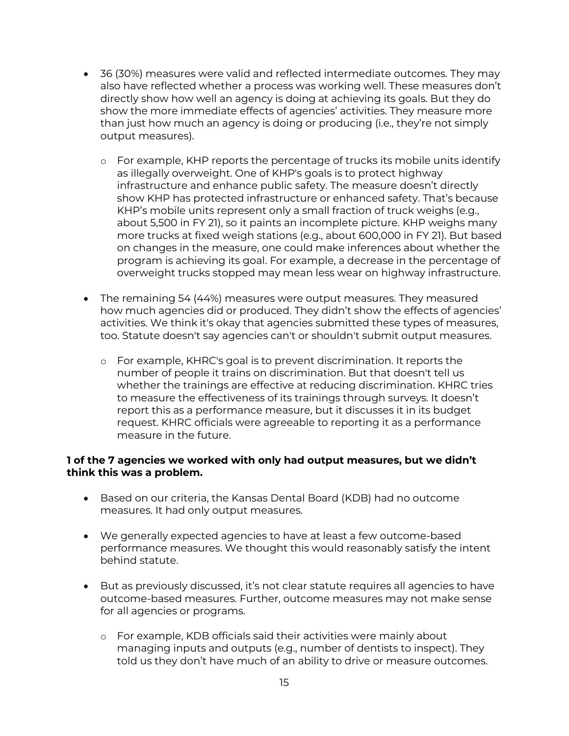- 36 (30%) measures were valid and reflected intermediate outcomes. They may also have reflected whether a process was working well. These measures don't directly show how well an agency is doing at achieving its goals. But they do show the more immediate effects of agencies' activities. They measure more than just how much an agency is doing or producing (i.e., they're not simply output measures).
  - For example, KHP reports the percentage of trucks its mobile units identify as illegally overweight. One of KHP's goals is to protect highway infrastructure and enhance public safety. The measure doesn't directly show KHP has protected infrastructure or enhanced safety. That's because KHP's mobile units represent only a small fraction of truck weighs (e.g., about 5,500 in FY 21), so it paints an incomplete picture. KHP weighs many more trucks at fixed weigh stations (e.g., about 600,000 in FY 21). But based on changes in the measure, one could make inferences about whether the program is achieving its goal. For example, a decrease in the percentage of overweight trucks stopped may mean less wear on highway infrastructure.
- The remaining 54 (44%) measures were output measures. They measured how much agencies did or produced. They didn't show the effects of agencies' activities. We think it's okay that agencies submitted these types of measures, too. Statute doesn't say agencies can't or shouldn't submit output measures.
  - For example, KHRC's goal is to prevent discrimination. It reports the number of people it trains on discrimination. But that doesn't tell us whether the trainings are effective at reducing discrimination. KHRC tries to measure the effectiveness of its trainings through surveys. It doesn't report this as a performance measure, but it discusses it in its budget request. KHRC officials were agreeable to reporting it as a performance measure in the future.

**1 of the 7 agencies we worked with only had output measures, but we didn't think this was a problem.**

- Based on our criteria, the Kansas Dental Board (KDB) had no outcome measures. It had only output measures.
- We generally expected agencies to have at least a few outcome-based performance measures. We thought this would reasonably satisfy the intent behind statute.
- But as previously discussed, it's not clear statute requires all agencies to have outcome-based measures. Further, outcome measures may not make sense for all agencies or programs.
  - For example, KDB officials said their activities were mainly about managing inputs and outputs (e.g., number of dentists to inspect). They told us they don't have much of an ability to drive or measure outcomes.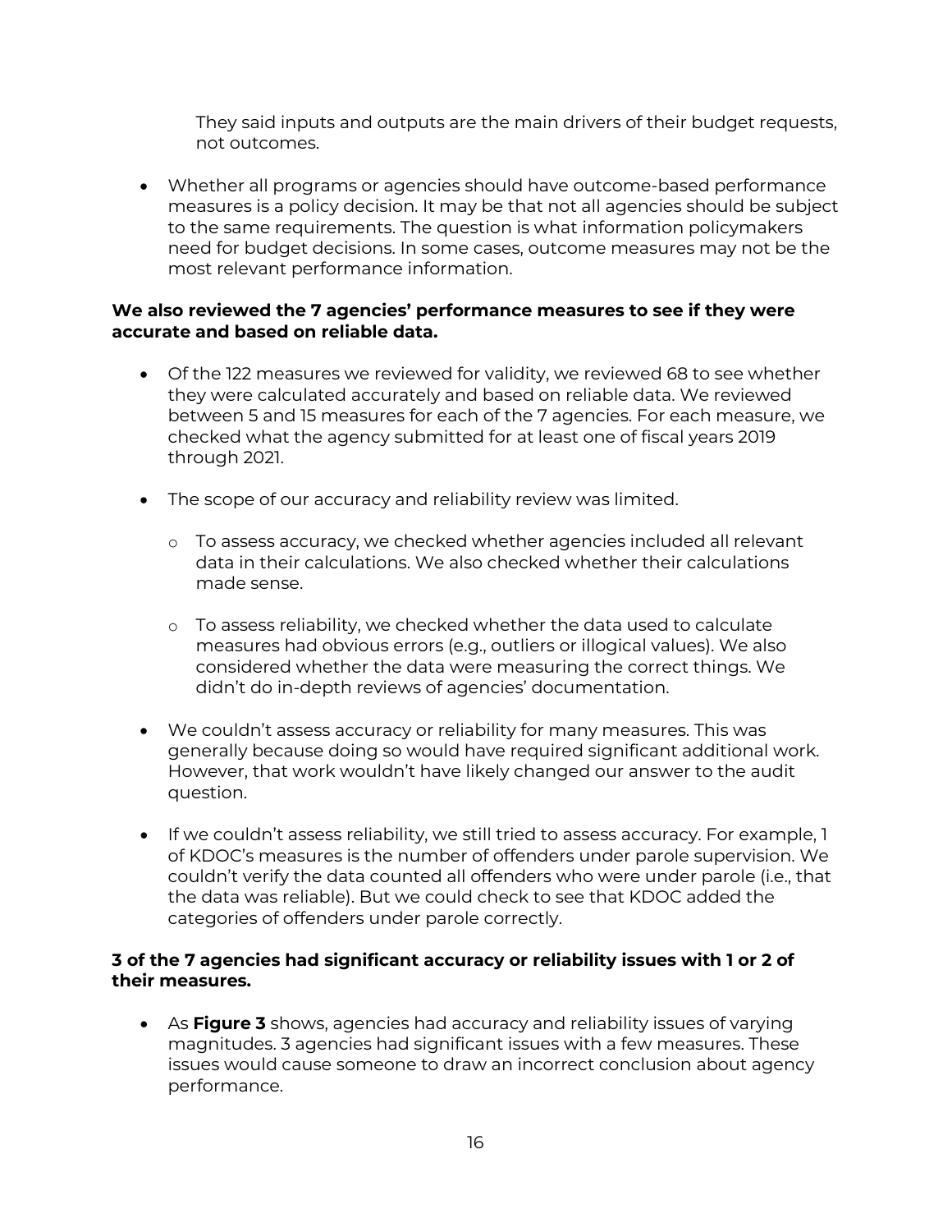They said inputs and outputs are the main drivers of their budget requests, not outcomes.

- Whether all programs or agencies should have outcome-based performance measures is a policy decision. It may be that not all agencies should be subject to the same requirements. The question is what information policymakers need for budget decisions. In some cases, outcome measures may not be the most relevant performance information.

**We also reviewed the 7 agencies' performance measures to see if they were accurate and based on reliable data.**

- Of the 122 measures we reviewed for validity, we reviewed 68 to see whether they were calculated accurately and based on reliable data. We reviewed between 5 and 15 measures for each of the 7 agencies. For each measure, we checked what the agency submitted for at least one of fiscal years 2019 through 2021.
- The scope of our accuracy and reliability review was limited.
  - To assess accuracy, we checked whether agencies included all relevant data in their calculations. We also checked whether their calculations made sense.
  - To assess reliability, we checked whether the data used to calculate measures had obvious errors (e.g., outliers or illogical values). We also considered whether the data were measuring the correct things. We didn't do in-depth reviews of agencies' documentation.
- We couldn't assess accuracy or reliability for many measures. This was generally because doing so would have required significant additional work. However, that work wouldn't have likely changed our answer to the audit question.
- If we couldn't assess reliability, we still tried to assess accuracy. For example, 1 of KDOC's measures is the number of offenders under parole supervision. We couldn't verify the data counted all offenders who were under parole (i.e., that the data was reliable). But we could check to see that KDOC added the categories of offenders under parole correctly.

**3 of the 7 agencies had significant accuracy or reliability issues with 1 or 2 of their measures.**

- As **Figure 3** shows, agencies had accuracy and reliability issues of varying magnitudes. 3 agencies had significant issues with a few measures. These issues would cause someone to draw an incorrect conclusion about agency performance.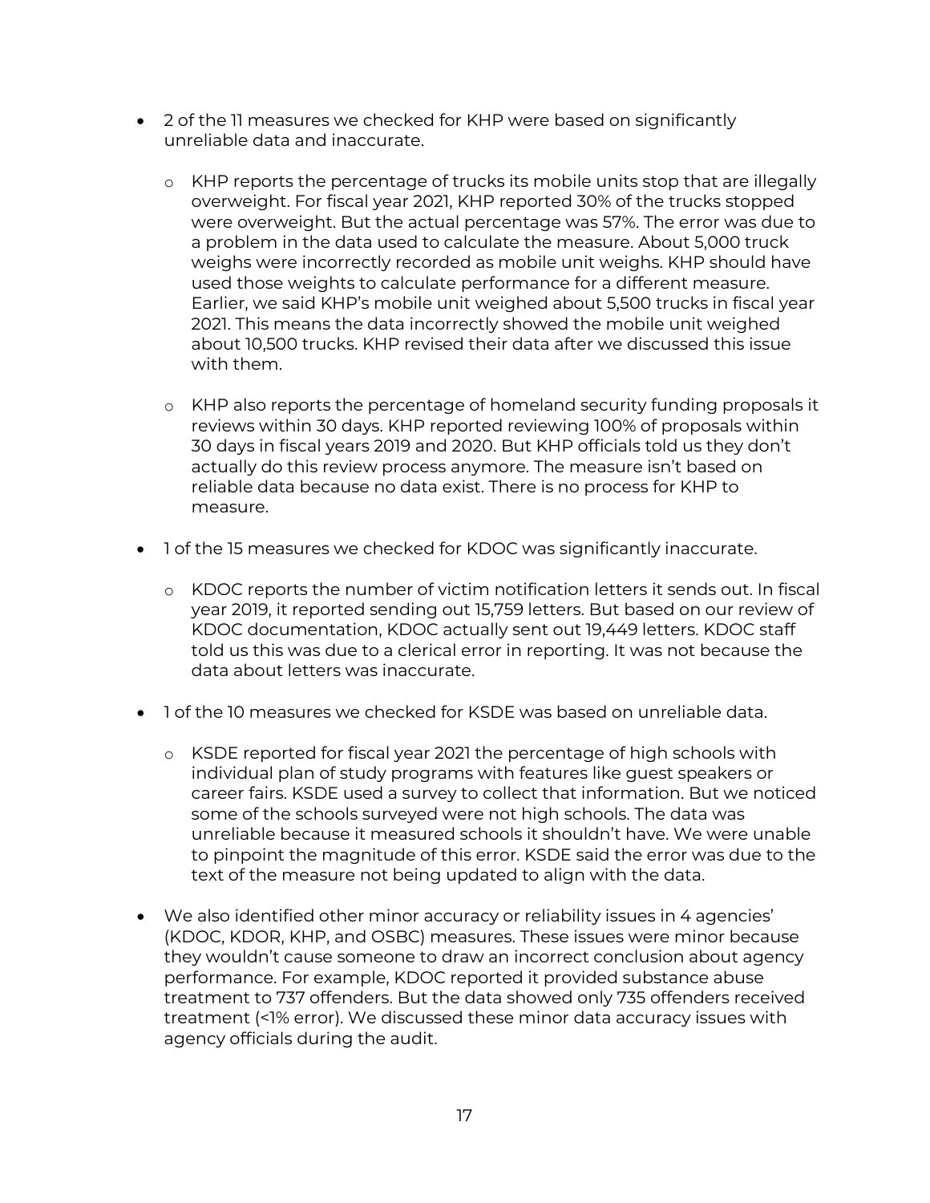- 2 of the 11 measures we checked for KHP were based on significantly unreliable data and inaccurate.
  - KHP reports the percentage of trucks its mobile units stop that are illegally overweight. For fiscal year 2021, KHP reported 30% of the trucks stopped were overweight. But the actual percentage was 57%. The error was due to a problem in the data used to calculate the measure. About 5,000 truck weighs were incorrectly recorded as mobile unit weighs. KHP should have used those weights to calculate performance for a different measure. Earlier, we said KHP's mobile unit weighed about 5,500 trucks in fiscal year 2021. This means the data incorrectly showed the mobile unit weighed about 10,500 trucks. KHP revised their data after we discussed this issue with them.
  - KHP also reports the percentage of homeland security funding proposals it reviews within 30 days. KHP reported reviewing 100% of proposals within 30 days in fiscal years 2019 and 2020. But KHP officials told us they don't actually do this review process anymore. The measure isn't based on reliable data because no data exist. There is no process for KHP to measure.
- 1 of the 15 measures we checked for KDOC was significantly inaccurate.
  - KDOC reports the number of victim notification letters it sends out. In fiscal year 2019, it reported sending out 15,759 letters. But based on our review of KDOC documentation, KDOC actually sent out 19,449 letters. KDOC staff told us this was due to a clerical error in reporting. It was not because the data about letters was inaccurate.
- 1 of the 10 measures we checked for KSDE was based on unreliable data.
  - KSDE reported for fiscal year 2021 the percentage of high schools with individual plan of study programs with features like guest speakers or career fairs. KSDE used a survey to collect that information. But we noticed some of the schools surveyed were not high schools. The data was unreliable because it measured schools it shouldn't have. We were unable to pinpoint the magnitude of this error. KSDE said the error was due to the text of the measure not being updated to align with the data.
- We also identified other minor accuracy or reliability issues in 4 agencies' (KDOC, KDOR, KHP, and OSBC) measures. These issues were minor because they wouldn't cause someone to draw an incorrect conclusion about agency performance. For example, KDOC reported it provided substance abuse treatment to 737 offenders. But the data showed only 735 offenders received treatment (<1% error). We discussed these minor data accuracy issues with agency officials during the audit.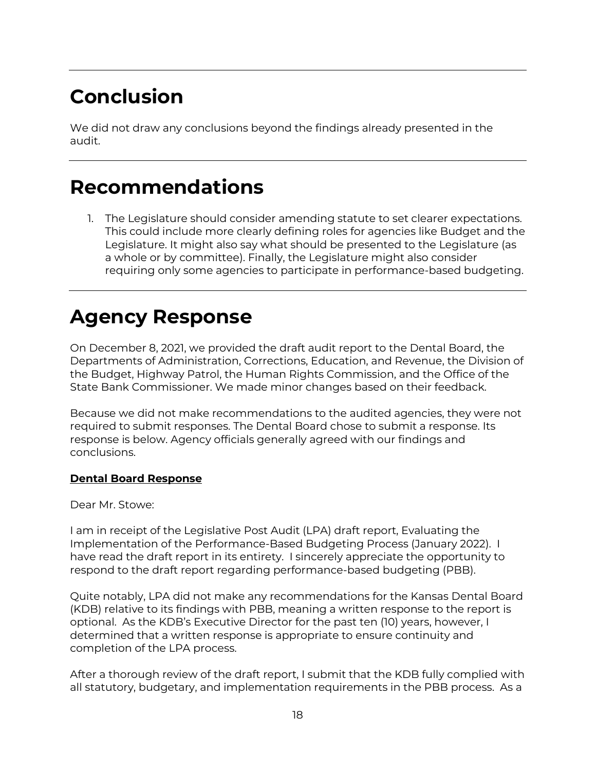# Conclusion

We did not draw any conclusions beyond the findings already presented in the audit.

# Recommendations

1. The Legislature should consider amending statute to set clearer expectations. This could include more clearly defining roles for agencies like Budget and the Legislature. It might also say what should be presented to the Legislature (as a whole or by committee). Finally, the Legislature might also consider requiring only some agencies to participate in performance-based budgeting.

# Agency Response

On December 8, 2021, we provided the draft audit report to the Dental Board, the Departments of Administration, Corrections, Education, and Revenue, the Division of the Budget, Highway Patrol, the Human Rights Commission, and the Office of the State Bank Commissioner. We made minor changes based on their feedback.

Because we did not make recommendations to the audited agencies, they were not required to submit responses. The Dental Board chose to submit a response. Its response is below. Agency officials generally agreed with our findings and conclusions.

**Dental Board Response**

Dear Mr. Stowe:

I am in receipt of the Legislative Post Audit (LPA) draft report, Evaluating the Implementation of the Performance-Based Budgeting Process (January 2022). I have read the draft report in its entirety. I sincerely appreciate the opportunity to respond to the draft report regarding performance-based budgeting (PBB).

Quite notably, LPA did not make any recommendations for the Kansas Dental Board (KDB) relative to its findings with PBB, meaning a written response to the report is optional. As the KDB's Executive Director for the past ten (10) years, however, I determined that a written response is appropriate to ensure continuity and completion of the LPA process.

After a thorough review of the draft report, I submit that the KDB fully complied with all statutory, budgetary, and implementation requirements in the PBB process. As a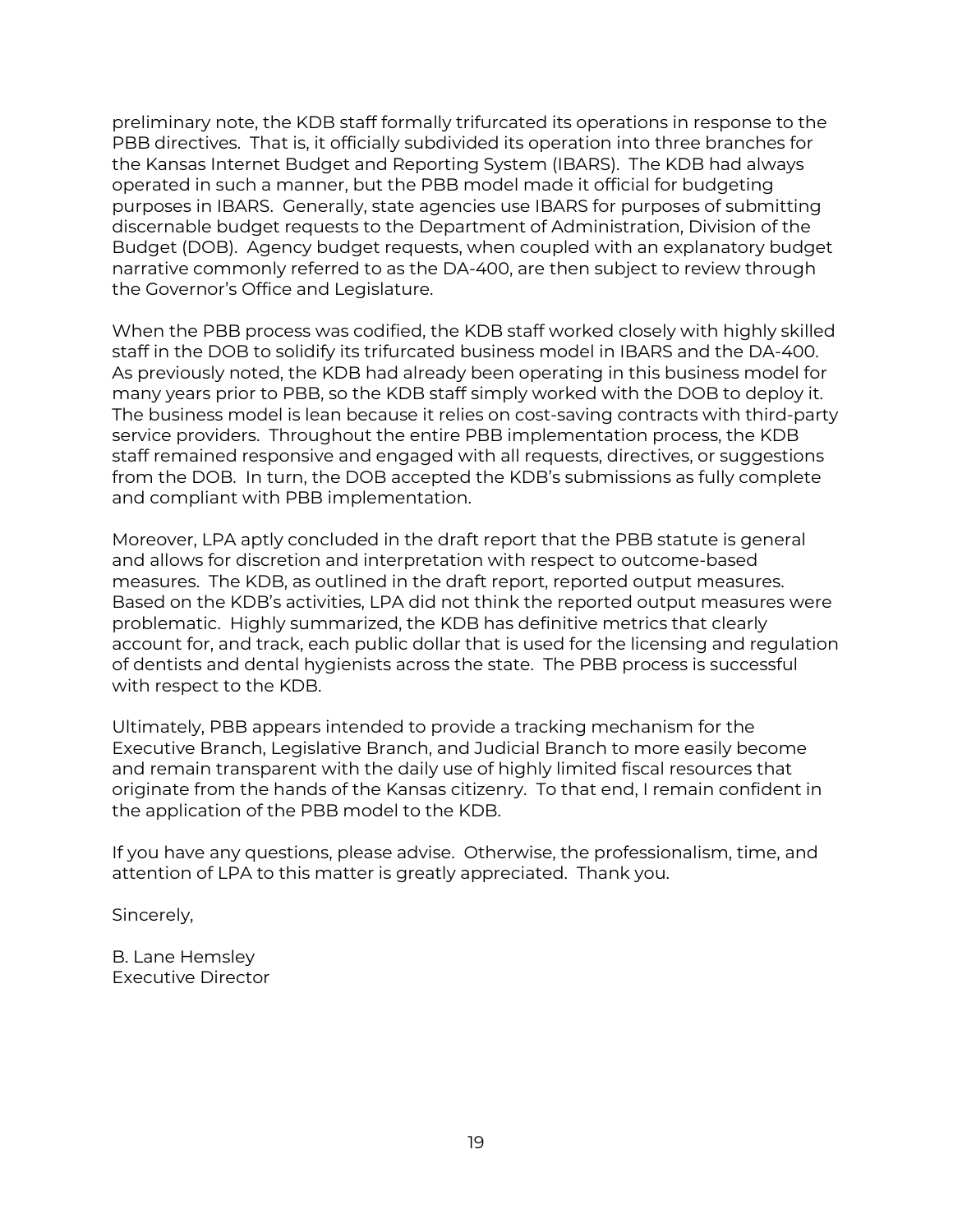preliminary note, the KDB staff formally trifurcated its operations in response to the PBB directives. That is, it officially subdivided its operation into three branches for the Kansas Internet Budget and Reporting System (IBARS). The KDB had always operated in such a manner, but the PBB model made it official for budgeting purposes in IBARS. Generally, state agencies use IBARS for purposes of submitting discernable budget requests to the Department of Administration, Division of the Budget (DOB). Agency budget requests, when coupled with an explanatory budget narrative commonly referred to as the DA-400, are then subject to review through the Governor's Office and Legislature.

When the PBB process was codified, the KDB staff worked closely with highly skilled staff in the DOB to solidify its trifurcated business model in IBARS and the DA-400. As previously noted, the KDB had already been operating in this business model for many years prior to PBB, so the KDB staff simply worked with the DOB to deploy it. The business model is lean because it relies on cost-saving contracts with third-party service providers. Throughout the entire PBB implementation process, the KDB staff remained responsive and engaged with all requests, directives, or suggestions from the DOB. In turn, the DOB accepted the KDB's submissions as fully complete and compliant with PBB implementation.

Moreover, LPA aptly concluded in the draft report that the PBB statute is general and allows for discretion and interpretation with respect to outcome-based measures. The KDB, as outlined in the draft report, reported output measures. Based on the KDB's activities, LPA did not think the reported output measures were problematic. Highly summarized, the KDB has definitive metrics that clearly account for, and track, each public dollar that is used for the licensing and regulation of dentists and dental hygienists across the state. The PBB process is successful with respect to the KDB.

Ultimately, PBB appears intended to provide a tracking mechanism for the Executive Branch, Legislative Branch, and Judicial Branch to more easily become and remain transparent with the daily use of highly limited fiscal resources that originate from the hands of the Kansas citizenry. To that end, I remain confident in the application of the PBB model to the KDB.

If you have any questions, please advise. Otherwise, the professionalism, time, and attention of LPA to this matter is greatly appreciated. Thank you.

Sincerely,

B. Lane Hemsley
Executive Director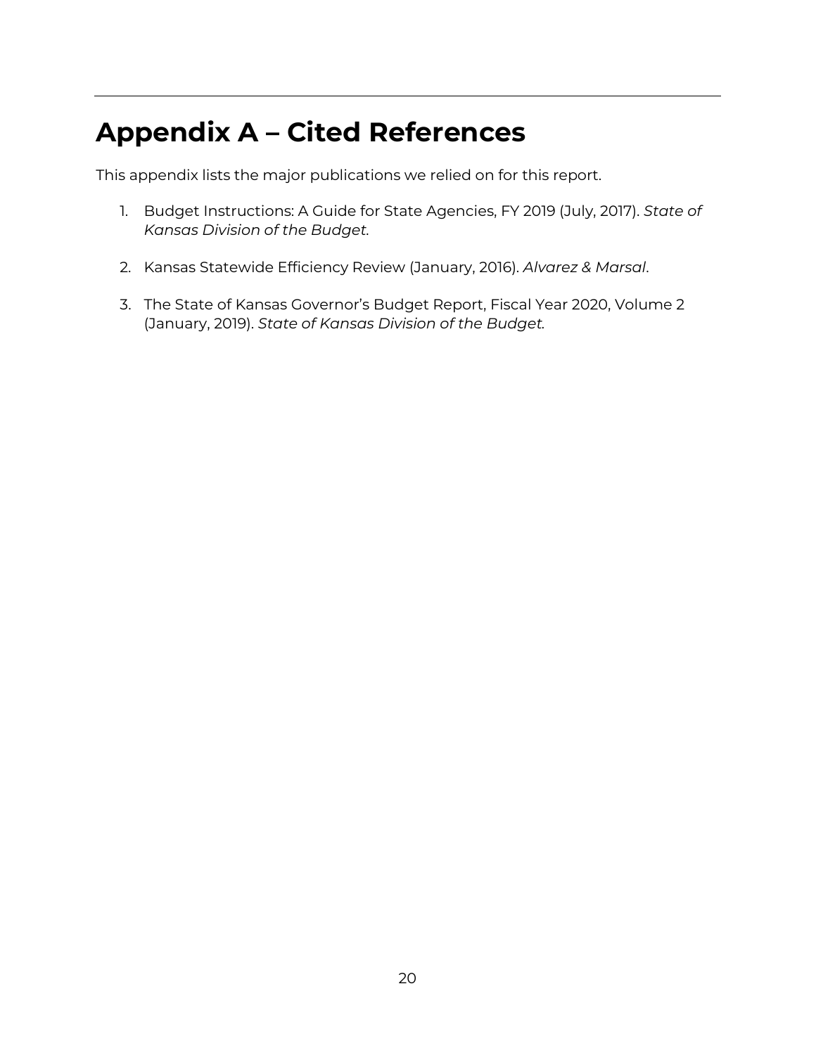# Appendix A – Cited References

This appendix lists the major publications we relied on for this report.

1. Budget Instructions: A Guide for State Agencies, FY 2019 (July, 2017). *State of Kansas Division of the Budget.*

2. Kansas Statewide Efficiency Review (January, 2016). *Alvarez & Marsal*.

3. The State of Kansas Governor's Budget Report, Fiscal Year 2020, Volume 2 (January, 2019). *State of Kansas Division of the Budget.*